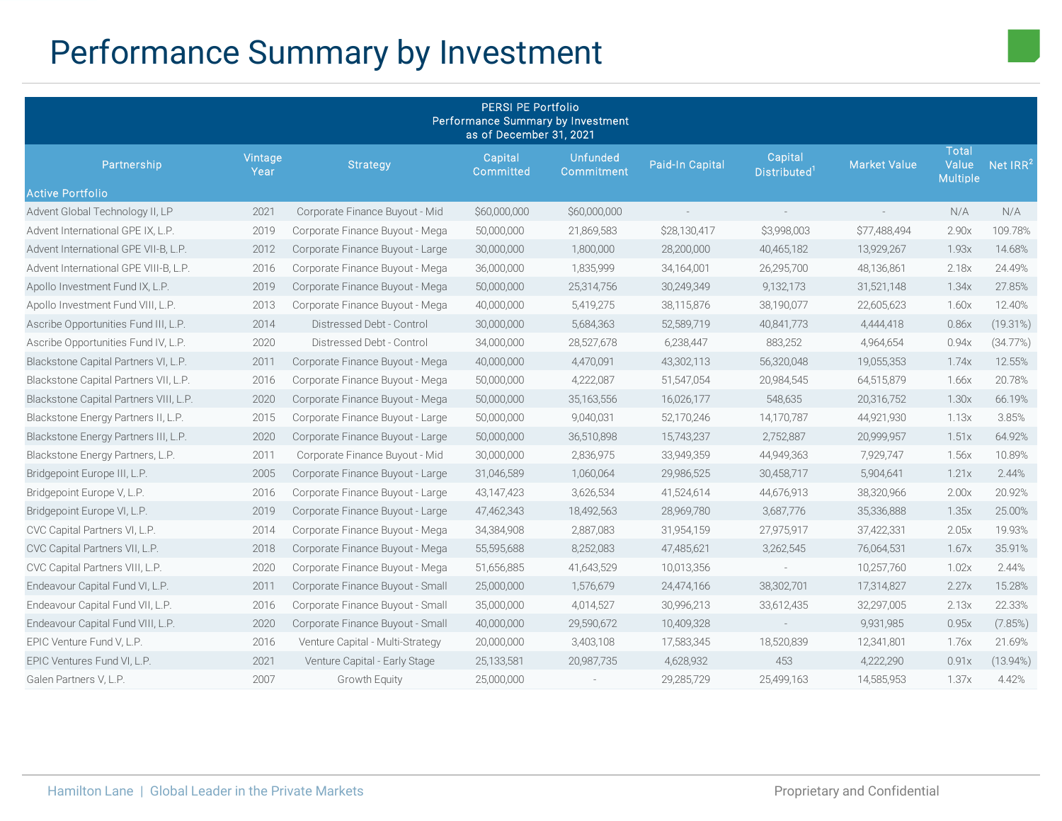# Performance Summary by Investment

| PERSI PE Portfolio<br>Performance Summary by Investment<br>as of December 31, 2021 | | | | | | | | | |
|---|---|---|---|---|---|---|---|---|---|
| Partnership | Vintage Year | Strategy | Capital Committed | Unfunded Commitment | Paid-In Capital | Capital Distributed[1] | Market Value | Total Value Multiple | Net IRR[2] |
| **Active Portfolio** | | | | | | | | | |
| Advent Global Technology II, LP | 2021 | Corporate Finance Buyout - Mid | $60,000,000 | $60,000,000 | - | - | - | N/A | N/A |
| Advent International GPE IX, L.P. | 2019 | Corporate Finance Buyout - Mega | 50,000,000 | 21,869,583 | $28,130,417 | $3,998,003 | $77,488,494 | 2.90x | 109.78% |
| Advent International GPE VII-B, L.P. | 2012 | Corporate Finance Buyout - Large | 30,000,000 | 1,800,000 | 28,200,000 | 40,465,182 | 13,929,267 | 1.93x | 14.68% |
| Advent International GPE VIII-B, L.P. | 2016 | Corporate Finance Buyout - Mega | 36,000,000 | 1,835,999 | 34,164,001 | 26,295,700 | 48,136,861 | 2.18x | 24.49% |
| Apollo Investment Fund IX, L.P. | 2019 | Corporate Finance Buyout - Mega | 50,000,000 | 25,314,756 | 30,249,349 | 9,132,173 | 31,521,148 | 1.34x | 27.85% |
| Apollo Investment Fund VIII, L.P. | 2013 | Corporate Finance Buyout - Mega | 40,000,000 | 5,419,275 | 38,115,876 | 38,190,077 | 22,605,623 | 1.60x | 12.40% |
| Ascribe Opportunities Fund III, L.P. | 2014 | Distressed Debt - Control | 30,000,000 | 5,684,363 | 52,589,719 | 40,841,773 | 4,444,418 | 0.86x | (19.31%) |
| Ascribe Opportunities Fund IV, L.P. | 2020 | Distressed Debt - Control | 34,000,000 | 28,527,678 | 6,238,447 | 883,252 | 4,964,654 | 0.94x | (34.77%) |
| Blackstone Capital Partners VI, L.P. | 2011 | Corporate Finance Buyout - Mega | 40,000,000 | 4,470,091 | 43,302,113 | 56,320,048 | 19,055,353 | 1.74x | 12.55% |
| Blackstone Capital Partners VII, L.P. | 2016 | Corporate Finance Buyout - Mega | 50,000,000 | 4,222,087 | 51,547,054 | 20,984,545 | 64,515,879 | 1.66x | 20.78% |
| Blackstone Capital Partners VIII, L.P. | 2020 | Corporate Finance Buyout - Mega | 50,000,000 | 35,163,556 | 16,026,177 | 548,635 | 20,316,752 | 1.30x | 66.19% |
| Blackstone Energy Partners II, L.P. | 2015 | Corporate Finance Buyout - Large | 50,000,000 | 9,040,031 | 52,170,246 | 14,170,787 | 44,921,930 | 1.13x | 3.85% |
| Blackstone Energy Partners III, L.P. | 2020 | Corporate Finance Buyout - Large | 50,000,000 | 36,510,898 | 15,743,237 | 2,752,887 | 20,999,957 | 1.51x | 64.92% |
| Blackstone Energy Partners, L.P. | 2011 | Corporate Finance Buyout - Mid | 30,000,000 | 2,836,975 | 33,949,359 | 44,949,363 | 7,929,747 | 1.56x | 10.89% |
| Bridgepoint Europe III, L.P. | 2005 | Corporate Finance Buyout - Large | 31,046,589 | 1,060,064 | 29,986,525 | 30,458,717 | 5,904,641 | 1.21x | 2.44% |
| Bridgepoint Europe V, L.P. | 2016 | Corporate Finance Buyout - Large | 43,147,423 | 3,626,534 | 41,524,614 | 44,676,913 | 38,320,966 | 2.00x | 20.92% |
| Bridgepoint Europe VI, L.P. | 2019 | Corporate Finance Buyout - Large | 47,462,343 | 18,492,563 | 28,969,780 | 3,687,776 | 35,336,888 | 1.35x | 25.00% |
| CVC Capital Partners VI, L.P. | 2014 | Corporate Finance Buyout - Mega | 34,384,908 | 2,887,083 | 31,954,159 | 27,975,917 | 37,422,331 | 2.05x | 19.93% |
| CVC Capital Partners VII, L.P. | 2018 | Corporate Finance Buyout - Mega | 55,595,688 | 8,252,083 | 47,485,621 | 3,262,545 | 76,064,531 | 1.67x | 35.91% |
| CVC Capital Partners VIII, L.P. | 2020 | Corporate Finance Buyout - Mega | 51,656,885 | 41,643,529 | 10,013,356 | - | 10,257,760 | 1.02x | 2.44% |
| Endeavour Capital Fund VI, L.P. | 2011 | Corporate Finance Buyout - Small | 25,000,000 | 1,576,679 | 24,474,166 | 38,302,701 | 17,314,827 | 2.27x | 15.28% |
| Endeavour Capital Fund VII, L.P. | 2016 | Corporate Finance Buyout - Small | 35,000,000 | 4,014,527 | 30,996,213 | 33,612,435 | 32,297,005 | 2.13x | 22.33% |
| Endeavour Capital Fund VIII, L.P. | 2020 | Corporate Finance Buyout - Small | 40,000,000 | 29,590,672 | 10,409,328 | - | 9,931,985 | 0.95x | (7.85%) |
| EPIC Venture Fund V, L.P. | 2016 | Venture Capital - Multi-Strategy | 20,000,000 | 3,403,108 | 17,583,345 | 18,520,839 | 12,341,801 | 1.76x | 21.69% |
| EPIC Ventures Fund VI, L.P. | 2021 | Venture Capital - Early Stage | 25,133,581 | 20,987,735 | 4,628,932 | 453 | 4,222,290 | 0.91x | (13.94%) |
| Galen Partners V, L.P. | 2007 | Growth Equity | 25,000,000 | - | 29,285,729 | 25,499,163 | 14,585,953 | 1.37x | 4.42% |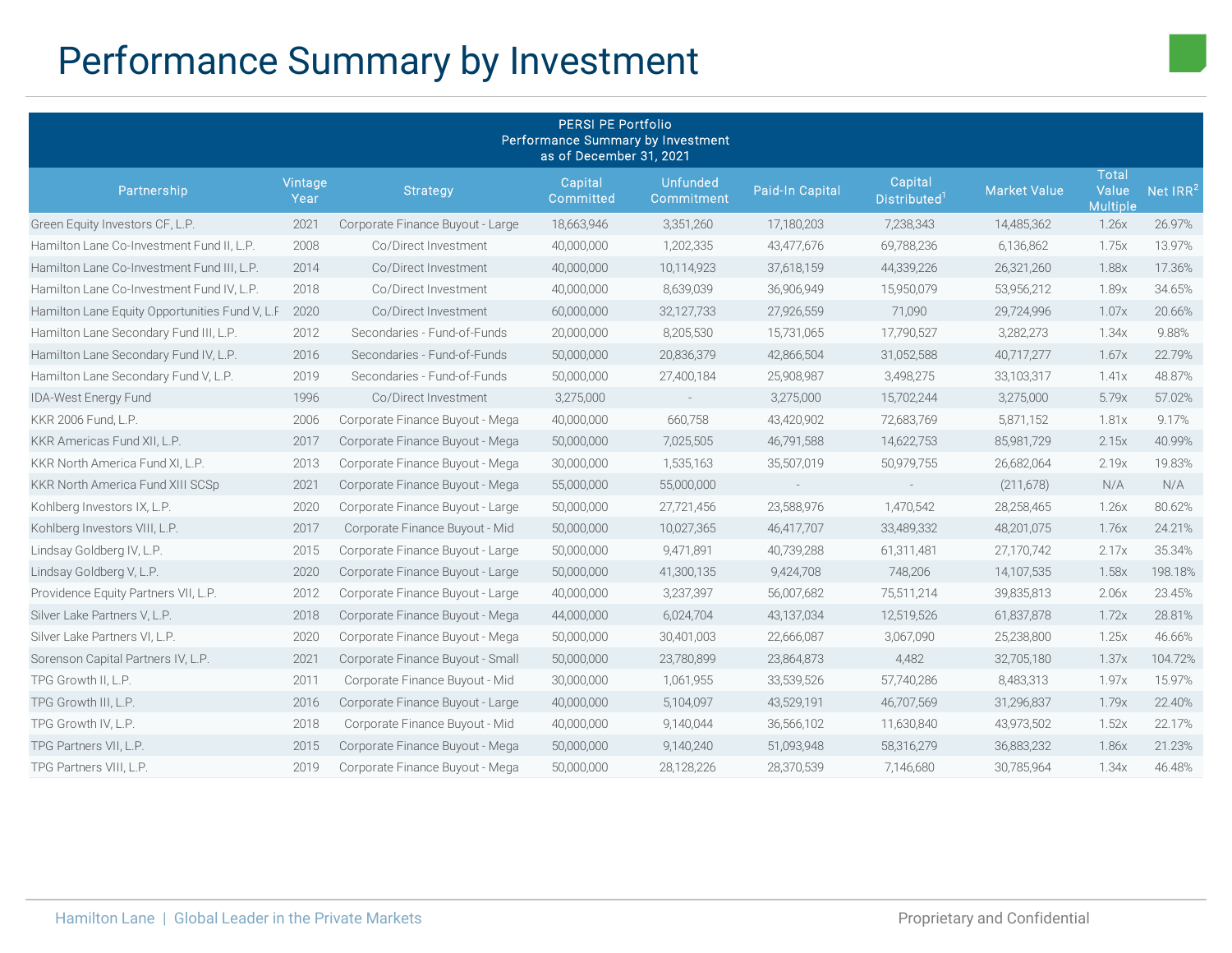# Performance Summary by Investment

PERSI PE Portfolio
Performance Summary by Investment
as of December 31, 2021

| Partnership | Vintage Year | Strategy | Capital Committed | Unfunded Commitment | Paid-In Capital | Capital Distributed[1] | Market Value | Total Value Multiple | Net IRR[2] |
|---|---|---|---|---|---|---|---|---|---|
| Green Equity Investors CF, L.P. | 2021 | Corporate Finance Buyout - Large | 18,663,946 | 3,351,260 | 17,180,203 | 7,238,343 | 14,485,362 | 1.26x | 26.97% |
| Hamilton Lane Co-Investment Fund II, L.P. | 2008 | Co/Direct Investment | 40,000,000 | 1,202,335 | 43,477,676 | 69,788,236 | 6,136,862 | 1.75x | 13.97% |
| Hamilton Lane Co-Investment Fund III, L.P. | 2014 | Co/Direct Investment | 40,000,000 | 10,114,923 | 37,618,159 | 44,339,226 | 26,321,260 | 1.88x | 17.36% |
| Hamilton Lane Co-Investment Fund IV, L.P. | 2018 | Co/Direct Investment | 40,000,000 | 8,639,039 | 36,906,949 | 15,950,079 | 53,956,212 | 1.89x | 34.65% |
| Hamilton Lane Equity Opportunities Fund V, L.P. | 2020 | Co/Direct Investment | 60,000,000 | 32,127,733 | 27,926,559 | 71,090 | 29,724,996 | 1.07x | 20.66% |
| Hamilton Lane Secondary Fund III, L.P. | 2012 | Secondaries - Fund-of-Funds | 20,000,000 | 8,205,530 | 15,731,065 | 17,790,527 | 3,282,273 | 1.34x | 9.88% |
| Hamilton Lane Secondary Fund IV, L.P. | 2016 | Secondaries - Fund-of-Funds | 50,000,000 | 20,836,379 | 42,866,504 | 31,052,588 | 40,717,277 | 1.67x | 22.79% |
| Hamilton Lane Secondary Fund V, L.P. | 2019 | Secondaries - Fund-of-Funds | 50,000,000 | 27,400,184 | 25,908,987 | 3,498,275 | 33,103,317 | 1.41x | 48.87% |
| IDA-West Energy Fund | 1996 | Co/Direct Investment | 3,275,000 | - | 3,275,000 | 15,702,244 | 3,275,000 | 5.79x | 57.02% |
| KKR 2006 Fund, L.P. | 2006 | Corporate Finance Buyout - Mega | 40,000,000 | 660,758 | 43,420,902 | 72,683,769 | 5,871,152 | 1.81x | 9.17% |
| KKR Americas Fund XII, L.P. | 2017 | Corporate Finance Buyout - Mega | 50,000,000 | 7,025,505 | 46,791,588 | 14,622,753 | 85,981,729 | 2.15x | 40.99% |
| KKR North America Fund XI, L.P. | 2013 | Corporate Finance Buyout - Mega | 30,000,000 | 1,535,163 | 35,507,019 | 50,979,755 | 26,682,064 | 2.19x | 19.83% |
| KKR North America Fund XIII SCSp | 2021 | Corporate Finance Buyout - Mega | 55,000,000 | 55,000,000 | - | - | (211,678) | N/A | N/A |
| Kohlberg Investors IX, L.P. | 2020 | Corporate Finance Buyout - Large | 50,000,000 | 27,721,456 | 23,588,976 | 1,470,542 | 28,258,465 | 1.26x | 80.62% |
| Kohlberg Investors VIII, L.P. | 2017 | Corporate Finance Buyout - Mid | 50,000,000 | 10,027,365 | 46,417,707 | 33,489,332 | 48,201,075 | 1.76x | 24.21% |
| Lindsay Goldberg IV, L.P. | 2015 | Corporate Finance Buyout - Large | 50,000,000 | 9,471,891 | 40,739,288 | 61,311,481 | 27,170,742 | 2.17x | 35.34% |
| Lindsay Goldberg V, L.P. | 2020 | Corporate Finance Buyout - Large | 50,000,000 | 41,300,135 | 9,424,708 | 748,206 | 14,107,535 | 1.58x | 198.18% |
| Providence Equity Partners VII, L.P. | 2012 | Corporate Finance Buyout - Large | 40,000,000 | 3,237,397 | 56,007,682 | 75,511,214 | 39,835,813 | 2.06x | 23.45% |
| Silver Lake Partners V, L.P. | 2018 | Corporate Finance Buyout - Mega | 44,000,000 | 6,024,704 | 43,137,034 | 12,519,526 | 61,837,878 | 1.72x | 28.81% |
| Silver Lake Partners VI, L.P. | 2020 | Corporate Finance Buyout - Mega | 50,000,000 | 30,401,003 | 22,666,087 | 3,067,090 | 25,238,800 | 1.25x | 46.66% |
| Sorenson Capital Partners IV, L.P. | 2021 | Corporate Finance Buyout - Small | 50,000,000 | 23,780,899 | 23,864,873 | 4,482 | 32,705,180 | 1.37x | 104.72% |
| TPG Growth II, L.P. | 2011 | Corporate Finance Buyout - Mid | 30,000,000 | 1,061,955 | 33,539,526 | 57,740,286 | 8,483,313 | 1.97x | 15.97% |
| TPG Growth III, L.P. | 2016 | Corporate Finance Buyout - Large | 40,000,000 | 5,104,097 | 43,529,191 | 46,707,569 | 31,296,837 | 1.79x | 22.40% |
| TPG Growth IV, L.P. | 2018 | Corporate Finance Buyout - Mid | 40,000,000 | 9,140,044 | 36,566,102 | 11,630,840 | 43,973,502 | 1.52x | 22.17% |
| TPG Partners VII, L.P. | 2015 | Corporate Finance Buyout - Mega | 50,000,000 | 9,140,240 | 51,093,948 | 58,316,279 | 36,883,232 | 1.86x | 21.23% |
| TPG Partners VIII, L.P. | 2019 | Corporate Finance Buyout - Mega | 50,000,000 | 28,128,226 | 28,370,539 | 7,146,680 | 30,785,964 | 1.34x | 46.48% |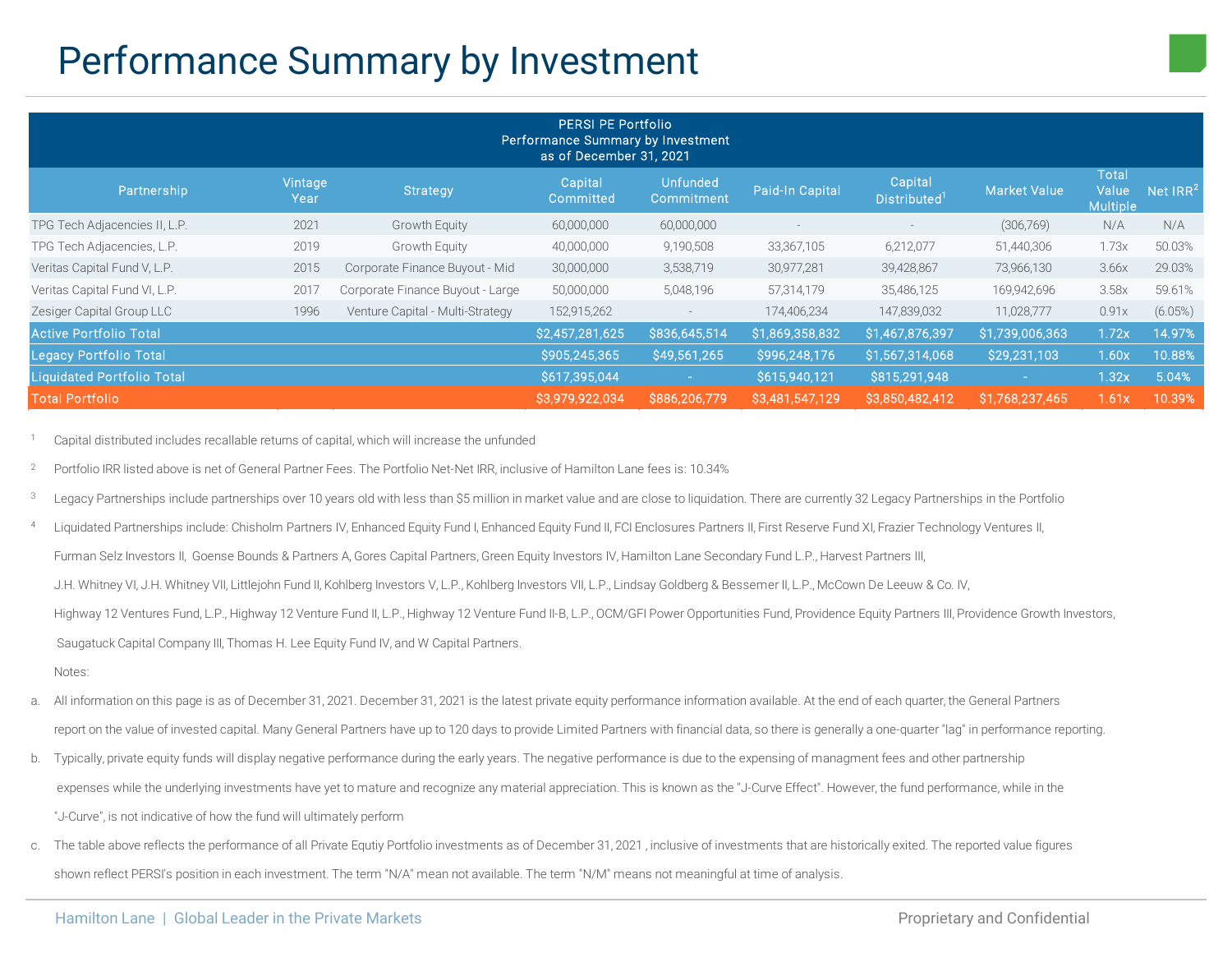# Performance Summary by Investment

| PERSI PE Portfolio<br>Performance Summary by Investment<br>as of December 31, 2021 | | | | | | | | | |
|---|---|---|---|---|---|---|---|---|---|
| Partnership | Vintage Year | Strategy | Capital Committed | Unfunded Commitment | Paid-In Capital | Capital Distributed[1] | Market Value | Total Value Multiple | Net IRR[2] |
| TPG Tech Adjacencies II, L.P. | 2021 | Growth Equity | 60,000,000 | 60,000,000 | - | - | (306,769) | N/A | N/A |
| TPG Tech Adjacencies, L.P. | 2019 | Growth Equity | 40,000,000 | 9,190,508 | 33,367,105 | 6,212,077 | 51,440,306 | 1.73x | 50.03% |
| Veritas Capital Fund V, L.P. | 2015 | Corporate Finance Buyout - Mid | 30,000,000 | 3,538,719 | 30,977,281 | 39,428,867 | 73,966,130 | 3.66x | 29.03% |
| Veritas Capital Fund VI, L.P. | 2017 | Corporate Finance Buyout - Large | 50,000,000 | 5,048,196 | 57,314,179 | 35,486,125 | 169,942,696 | 3.58x | 59.61% |
| Zesiger Capital Group LLC | 1996 | Venture Capital - Multi-Strategy | 152,915,262 | - | 174,406,234 | 147,839,032 | 11,028,777 | 0.91x | (6.05%) |
| **Active Portfolio Total** | | | **$2,457,281,625** | **$836,645,514** | **$1,869,358,832** | **$1,467,876,397** | **$1,739,006,363** | **1.72x** | **14.97%** |
| **Legacy Portfolio Total** | | | **$905,245,365** | **$49,561,265** | **$996,248,176** | **$1,567,314,068** | **$29,231,103** | **1.60x** | **10.88%** |
| **Liquidated Portfolio Total** | | | **$617,395,044** | **-** | **$615,940,121** | **$815,291,948** | **-** | **1.32x** | **5.04%** |
| **Total Portfolio** | | | **$3,979,922,034** | **$886,206,779** | **$3,481,547,129** | **$3,850,482,412** | **$1,768,237,465** | **1.61x** | **10.39%** |

[1] Capital distributed includes recallable returns of capital, which will increase the unfunded

[2] Portfolio IRR listed above is net of General Partner Fees. The Portfolio Net-Net IRR, inclusive of Hamilton Lane fees is: 10.34%

[3] Legacy Partnerships include partnerships over 10 years old with less than $5 million in market value and are close to liquidation. There are currently 32 Legacy Partnerships in the Portfolio

[4] Liquidated Partnerships include: Chisholm Partners IV, Enhanced Equity Fund I, Enhanced Equity Fund II, FCI Enclosures Partners II, First Reserve Fund XI, Frazier Technology Ventures II, Furman Selz Investors II, Goense Bounds & Partners A, Gores Capital Partners, Green Equity Investors IV, Hamilton Lane Secondary Fund L.P., Harvest Partners III, J.H. Whitney VI, J.H. Whitney VII, Littlejohn Fund II, Kohlberg Investors V, L.P., Kohlberg Investors VII, L.P., Lindsay Goldberg & Bessemer II, L.P., McCown De Leeuw & Co. IV, Highway 12 Ventures Fund, L.P., Highway 12 Venture Fund II, L.P., Highway 12 Venture Fund II-B, L.P., OCM/GFI Power Opportunities Fund, Providence Equity Partners III, Providence Growth Investors, Saugatuck Capital Company III, Thomas H. Lee Equity Fund IV, and W Capital Partners.

Notes:

a. All information on this page is as of December 31, 2021. December 31, 2021 is the latest private equity performance information available. At the end of each quarter, the General Partners report on the value of invested capital. Many General Partners have up to 120 days to provide Limited Partners with financial data, so there is generally a one-quarter "lag" in performance reporting.

b. Typically, private equity funds will display negative performance during the early years. The negative performance is due to the expensing of managment fees and other partnership expenses while the underlying investments have yet to mature and recognize any material appreciation. This is known as the "J-Curve Effect". However, the fund performance, while in the "J-Curve", is not indicative of how the fund will ultimately perform

c. The table above reflects the performance of all Private Equtiy Portfolio investments as of December 31, 2021 , inclusive of investments that are historically exited. The reported value figures shown reflect PERSI's position in each investment. The term "N/A" mean not available. The term "N/M" means not meaningful at time of analysis.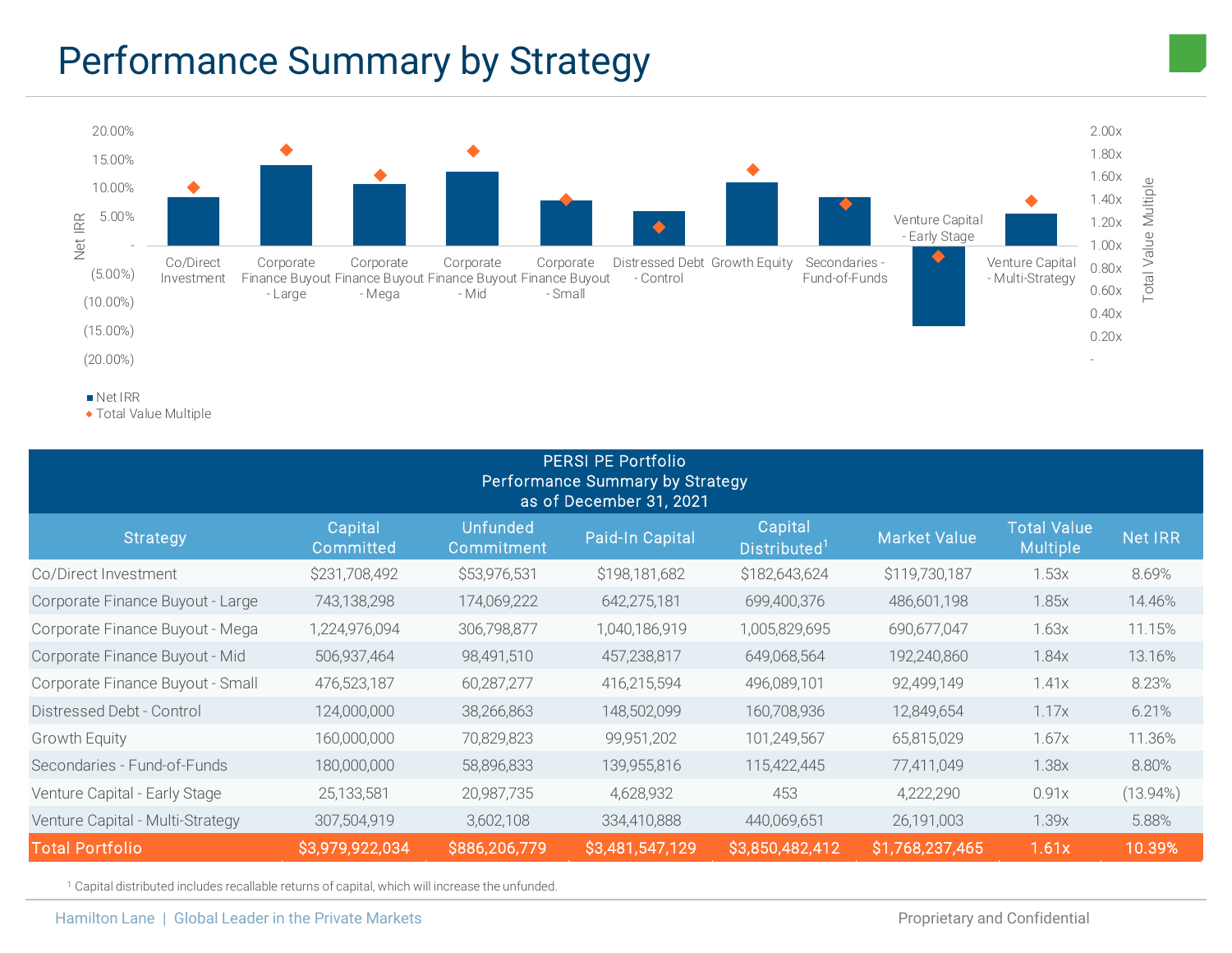# Performance Summary by Strategy

| PERSI PE Portfolio<br>Performance Summary by Strategy<br>as of December 31, 2021 | | | | | | | |
|---|---|---|---|---|---|---|---|
| Strategy | Capital Committed | Unfunded Commitment | Paid-In Capital | Capital Distributed[1] | Market Value | Total Value Multiple | Net IRR |
| Co/Direct Investment | $231,708,492 | $53,976,531 | $198,181,682 | $182,643,624 | $119,730,187 | 1.53x | 8.69% |
| Corporate Finance Buyout - Large | 743,138,298 | 174,069,222 | 642,275,181 | 699,400,376 | 486,601,198 | 1.85x | 14.46% |
| Corporate Finance Buyout - Mega | 1,224,976,094 | 306,798,877 | 1,040,186,919 | 1,005,829,695 | 690,677,047 | 1.63x | 11.15% |
| Corporate Finance Buyout - Mid | 506,937,464 | 98,491,510 | 457,238,817 | 649,068,564 | 192,240,860 | 1.84x | 13.16% |
| Corporate Finance Buyout - Small | 476,523,187 | 60,287,277 | 416,215,594 | 496,089,101 | 92,499,149 | 1.41x | 8.23% |
| Distressed Debt - Control | 124,000,000 | 38,266,863 | 148,502,099 | 160,708,936 | 12,849,654 | 1.17x | 6.21% |
| Growth Equity | 160,000,000 | 70,829,823 | 99,951,202 | 101,249,567 | 65,815,029 | 1.67x | 11.36% |
| Secondaries - Fund-of-Funds | 180,000,000 | 58,896,833 | 139,955,816 | 115,422,445 | 77,411,049 | 1.38x | 8.80% |
| Venture Capital - Early Stage | 25,133,581 | 20,987,735 | 4,628,932 | 453 | 4,222,290 | 0.91x | (13.94%) |
| Venture Capital - Multi-Strategy | 307,504,919 | 3,602,108 | 334,410,888 | 440,069,651 | 26,191,003 | 1.39x | 5.88% |
| **Total Portfolio** | **$3,979,922,034** | **$886,206,779** | **$3,481,547,129** | **$3,850,482,412** | **$1,768,237,465** | **1.61x** | **10.39%** |

[1] Capital distributed includes recallable returns of capital, which will increase the unfunded.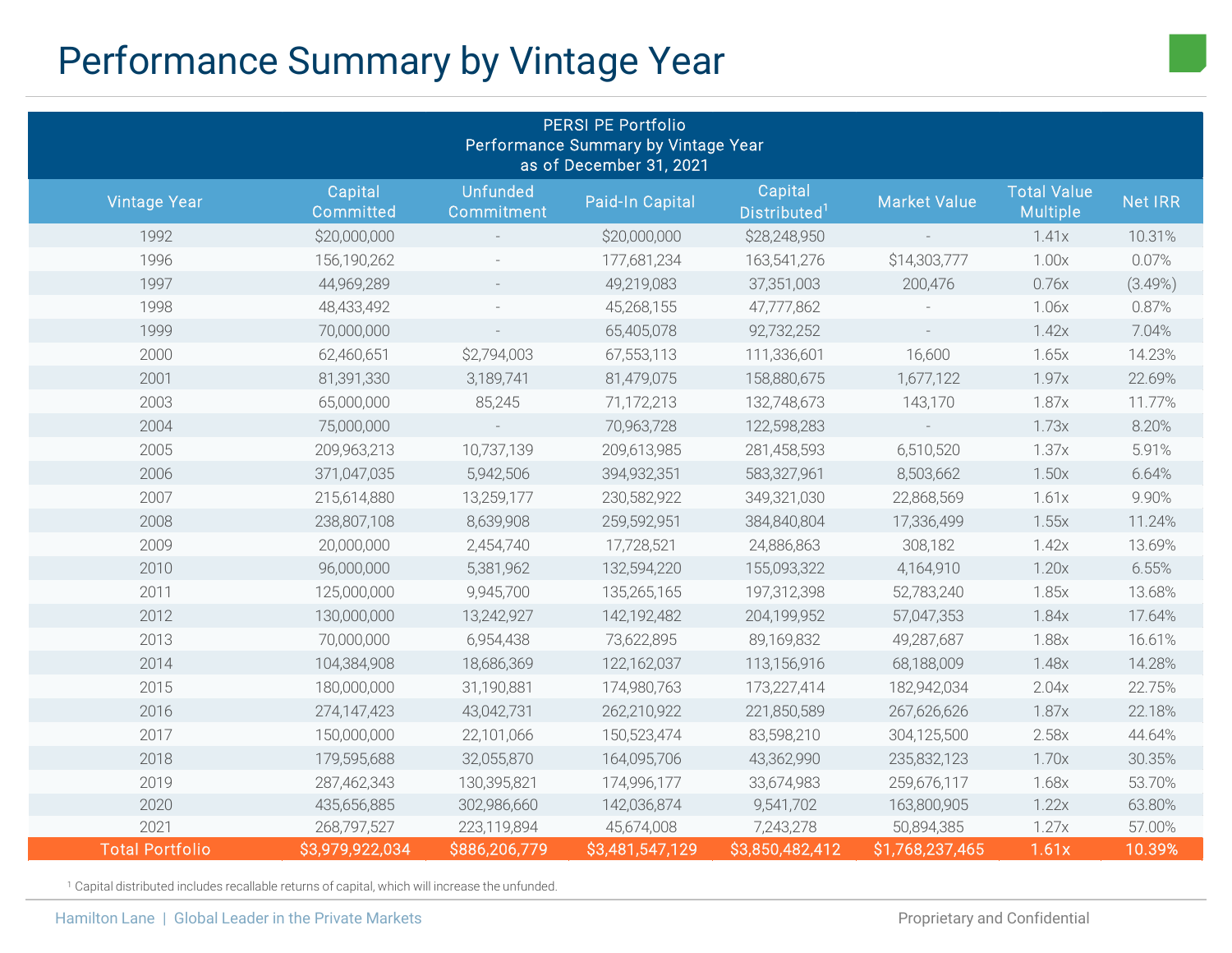# Performance Summary by Vintage Year

| PERSI PE Portfolio<br>Performance Summary by Vintage Year<br>as of December 31, 2021 | | | | | | | |
|---|---|---|---|---|---|---|---|
| Vintage Year | Capital Committed | Unfunded Commitment | Paid-In Capital | Capital Distributed[1] | Market Value | Total Value Multiple | Net IRR |
| 1992 | $20,000,000 | - | $20,000,000 | $28,248,950 | - | 1.41x | 10.31% |
| 1996 | 156,190,262 | - | 177,681,234 | 163,541,276 | $14,303,777 | 1.00x | 0.07% |
| 1997 | 44,969,289 | - | 49,219,083 | 37,351,003 | 200,476 | 0.76x | (3.49%) |
| 1998 | 48,433,492 | - | 45,268,155 | 47,777,862 | - | 1.06x | 0.87% |
| 1999 | 70,000,000 | - | 65,405,078 | 92,732,252 | - | 1.42x | 7.04% |
| 2000 | 62,460,651 | $2,794,003 | 67,553,113 | 111,336,601 | 16,600 | 1.65x | 14.23% |
| 2001 | 81,391,330 | 3,189,741 | 81,479,075 | 158,880,675 | 1,677,122 | 1.97x | 22.69% |
| 2003 | 65,000,000 | 85,245 | 71,172,213 | 132,748,673 | 143,170 | 1.87x | 11.77% |
| 2004 | 75,000,000 | - | 70,963,728 | 122,598,283 | - | 1.73x | 8.20% |
| 2005 | 209,963,213 | 10,737,139 | 209,613,985 | 281,458,593 | 6,510,520 | 1.37x | 5.91% |
| 2006 | 371,047,035 | 5,942,506 | 394,932,351 | 583,327,961 | 8,503,662 | 1.50x | 6.64% |
| 2007 | 215,614,880 | 13,259,177 | 230,582,922 | 349,321,030 | 22,868,569 | 1.61x | 9.90% |
| 2008 | 238,807,108 | 8,639,908 | 259,592,951 | 384,840,804 | 17,336,499 | 1.55x | 11.24% |
| 2009 | 20,000,000 | 2,454,740 | 17,728,521 | 24,886,863 | 308,182 | 1.42x | 13.69% |
| 2010 | 96,000,000 | 5,381,962 | 132,594,220 | 155,093,322 | 4,164,910 | 1.20x | 6.55% |
| 2011 | 125,000,000 | 9,945,700 | 135,265,165 | 197,312,398 | 52,783,240 | 1.85x | 13.68% |
| 2012 | 130,000,000 | 13,242,927 | 142,192,482 | 204,199,952 | 57,047,353 | 1.84x | 17.64% |
| 2013 | 70,000,000 | 6,954,438 | 73,622,895 | 89,169,832 | 49,287,687 | 1.88x | 16.61% |
| 2014 | 104,384,908 | 18,686,369 | 122,162,037 | 113,156,916 | 68,188,009 | 1.48x | 14.28% |
| 2015 | 180,000,000 | 31,190,881 | 174,980,763 | 173,227,414 | 182,942,034 | 2.04x | 22.75% |
| 2016 | 274,147,423 | 43,042,731 | 262,210,922 | 221,850,589 | 267,626,626 | 1.87x | 22.18% |
| 2017 | 150,000,000 | 22,101,066 | 150,523,474 | 83,598,210 | 304,125,500 | 2.58x | 44.64% |
| 2018 | 179,595,688 | 32,055,870 | 164,095,706 | 43,362,990 | 235,832,123 | 1.70x | 30.35% |
| 2019 | 287,462,343 | 130,395,821 | 174,996,177 | 33,674,983 | 259,676,117 | 1.68x | 53.70% |
| 2020 | 435,656,885 | 302,986,660 | 142,036,874 | 9,541,702 | 163,800,905 | 1.22x | 63.80% |
| 2021 | 268,797,527 | 223,119,894 | 45,674,008 | 7,243,278 | 50,894,385 | 1.27x | 57.00% |
| **Total Portfolio** | **$3,979,922,034** | **$886,206,779** | **$3,481,547,129** | **$3,850,482,412** | **$1,768,237,465** | **1.61x** | **10.39%** |

[1] Capital distributed includes recallable returns of capital, which will increase the unfunded.

Hamilton Lane | Global Leader in the Private Markets

Proprietary and Confidential